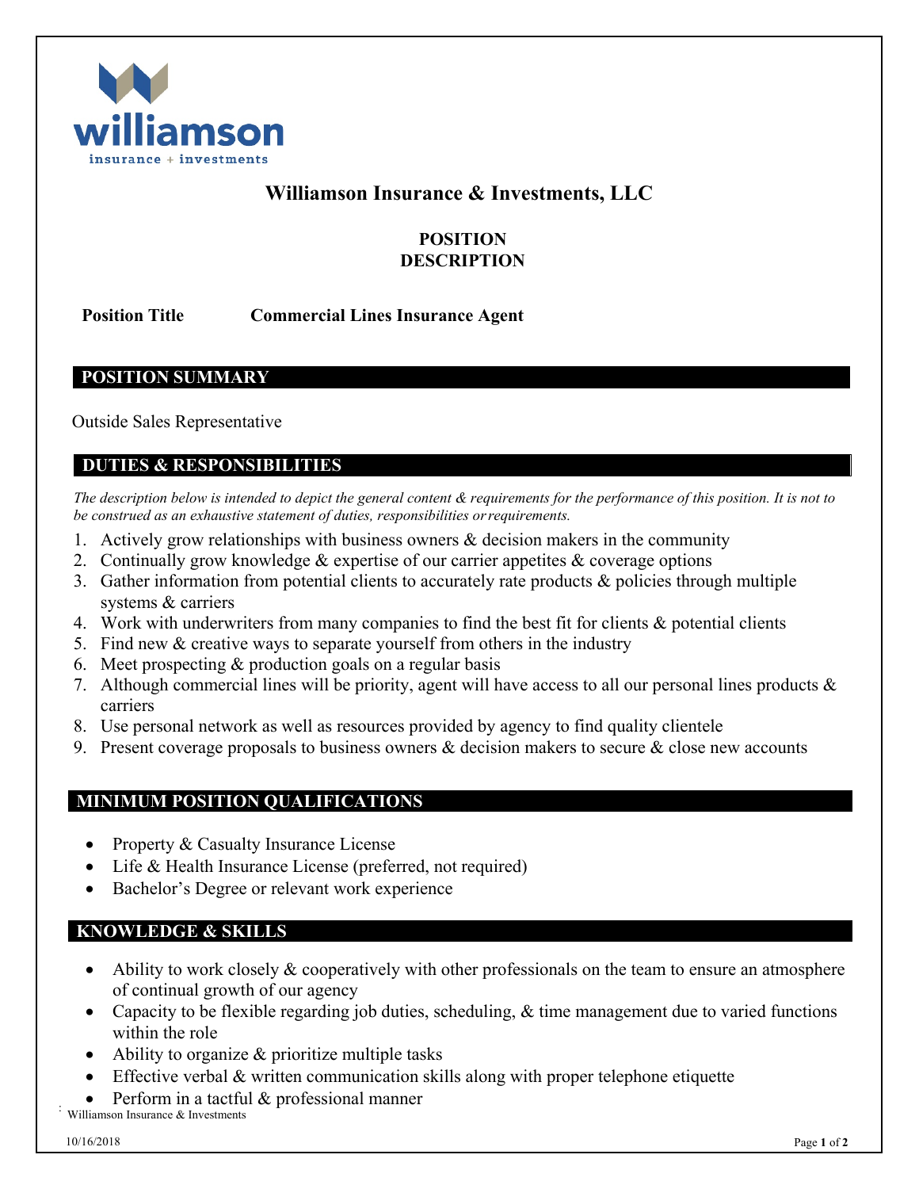# Williamson Insurance & Investments, LLC

## POSITION DESCRIPTION

**Position Title** **Commercial Lines Insurance Agent**

## POSITION SUMMARY

Outside Sales Representative

## DUTIES & RESPONSIBILITIES

*The description below is intended to depict the general content & requirements for the performance of this position. It is not to be construed as an exhaustive statement of duties, responsibilities or requirements.*

1. Actively grow relationships with business owners & decision makers in the community
2. Continually grow knowledge & expertise of our carrier appetites & coverage options
3. Gather information from potential clients to accurately rate products & policies through multiple systems & carriers
4. Work with underwriters from many companies to find the best fit for clients & potential clients
5. Find new & creative ways to separate yourself from others in the industry
6. Meet prospecting & production goals on a regular basis
7. Although commercial lines will be priority, agent will have access to all our personal lines products & carriers
8. Use personal network as well as resources provided by agency to find quality clientele
9. Present coverage proposals to business owners & decision makers to secure & close new accounts

## MINIMUM POSITION QUALIFICATIONS

- Property & Casualty Insurance License
- Life & Health Insurance License (preferred, not required)
- Bachelor's Degree or relevant work experience

## KNOWLEDGE & SKILLS

- Ability to work closely & cooperatively with other professionals on the team to ensure an atmosphere of continual growth of our agency
- Capacity to be flexible regarding job duties, scheduling, & time management due to varied functions within the role
- Ability to organize & prioritize multiple tasks
- Effective verbal & written communication skills along with proper telephone etiquette
- Perform in a tactful & professional manner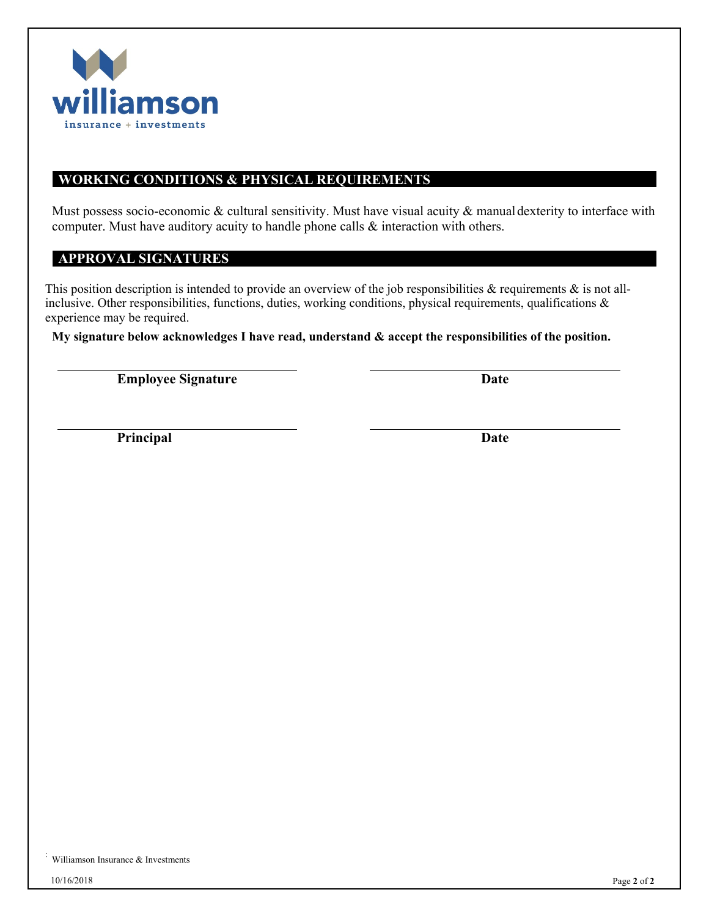## WORKING CONDITIONS & PHYSICAL REQUIREMENTS

Must possess socio-economic & cultural sensitivity. Must have visual acuity & manual dexterity to interface with computer. Must have auditory acuity to handle phone calls & interaction with others.

## APPROVAL SIGNATURES

This position description is intended to provide an overview of the job responsibilities & requirements & is not all-inclusive. Other responsibilities, functions, duties, working conditions, physical requirements, qualifications & experience may be required.

**My signature below acknowledges I have read, understand & accept the responsibilities of the position.**

| | |
|---|---|
| ______________________________ | ______________________________ |
| **Employee Signature** | **Date** |
| ______________________________ | ______________________________ |
| **Principal** | **Date** |